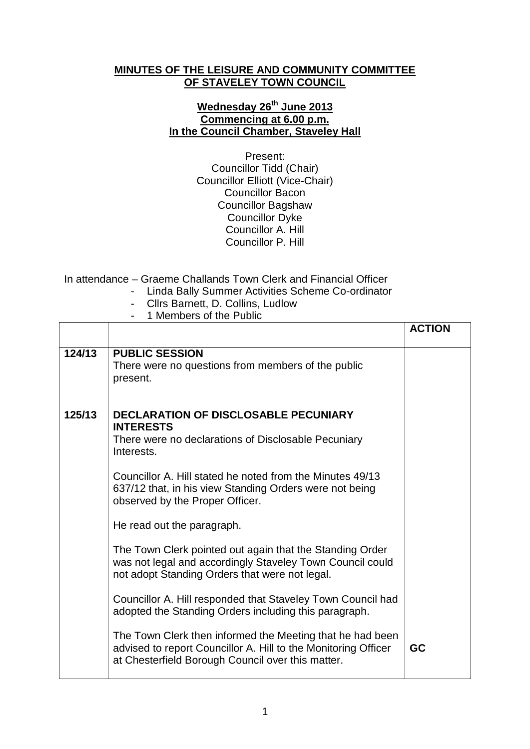**MINUTES OF THE LEISURE AND COMMUNITY COMMITTEE OF STAVELEY TOWN COUNCIL**

**Wednesday 26th June 2013**
**Commencing at 6.00 p.m.**
**In the Council Chamber, Staveley Hall**

Present:
Councillor Tidd (Chair)
Councillor Elliott (Vice-Chair)
Councillor Bacon
Councillor Bagshaw
Councillor Dyke
Councillor A. Hill
Councillor P. Hill

In attendance – Graeme Challands Town Clerk and Financial Officer

- Linda Bally Summer Activities Scheme Co-ordinator
- Cllrs Barnett, D. Collins, Ludlow
- 1 Members of the Public

| | | ACTION |
|---|---|---|
| 124/13 | **PUBLIC SESSION**<br>There were no questions from members of the public present. | |
| 125/13 | **DECLARATION OF DISCLOSABLE PECUNIARY INTERESTS**<br>There were no declarations of Disclosable Pecuniary Interests.<br><br>Councillor A. Hill stated he noted from the Minutes 49/13 637/12 that, in his view Standing Orders were not being observed by the Proper Officer.<br><br>He read out the paragraph.<br><br>The Town Clerk pointed out again that the Standing Order was not legal and accordingly Staveley Town Council could not adopt Standing Orders that were not legal.<br><br>Councillor A. Hill responded that Staveley Town Council had adopted the Standing Orders including this paragraph.<br><br>The Town Clerk then informed the Meeting that he had been advised to report Councillor A. Hill to the Monitoring Officer at Chesterfield Borough Council over this matter. | **GC** |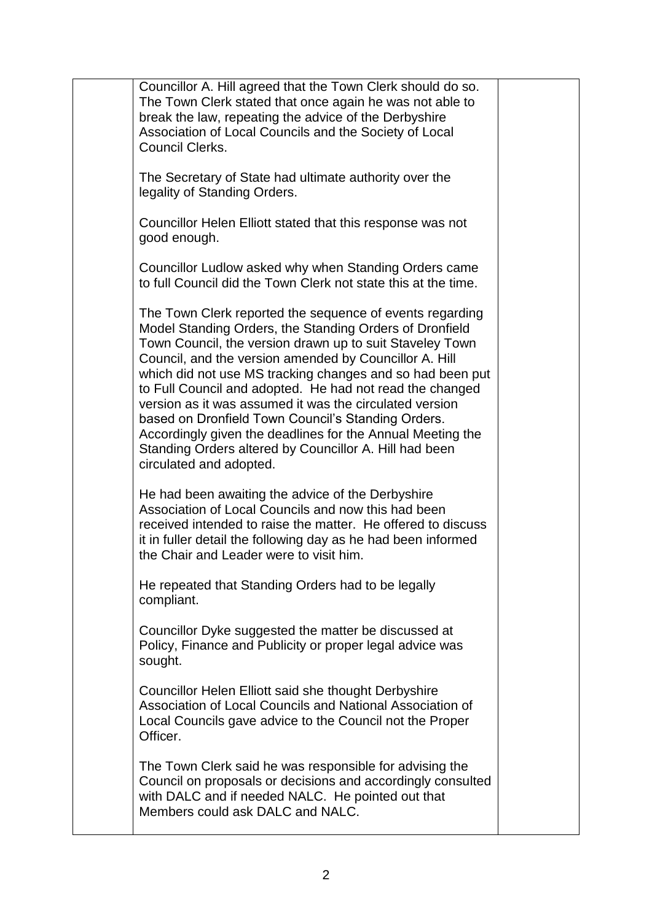|  | Councillor A. Hill agreed that the Town Clerk should do so. The Town Clerk stated that once again he was not able to break the law, repeating the advice of the Derbyshire Association of Local Councils and the Society of Local Council Clerks.<br><br>The Secretary of State had ultimate authority over the legality of Standing Orders.<br><br>Councillor Helen Elliott stated that this response was not good enough.<br><br>Councillor Ludlow asked why when Standing Orders came to full Council did the Town Clerk not state this at the time.<br><br>The Town Clerk reported the sequence of events regarding Model Standing Orders, the Standing Orders of Dronfield Town Council, the version drawn up to suit Staveley Town Council, and the version amended by Councillor A. Hill which did not use MS tracking changes and so had been put to Full Council and adopted. He had not read the changed version as it was assumed it was the circulated version based on Dronfield Town Council's Standing Orders. Accordingly given the deadlines for the Annual Meeting the Standing Orders altered by Councillor A. Hill had been circulated and adopted.<br><br>He had been awaiting the advice of the Derbyshire Association of Local Councils and now this had been received intended to raise the matter. He offered to discuss it in fuller detail the following day as he had been informed the Chair and Leader were to visit him.<br><br>He repeated that Standing Orders had to be legally compliant.<br><br>Councillor Dyke suggested the matter be discussed at Policy, Finance and Publicity or proper legal advice was sought.<br><br>Councillor Helen Elliott said she thought Derbyshire Association of Local Councils and National Association of Local Councils gave advice to the Council not the Proper Officer.<br><br>The Town Clerk said he was responsible for advising the Council on proposals or decisions and accordingly consulted with DALC and if needed NALC. He pointed out that Members could ask DALC and NALC. |  |
|---|---|---|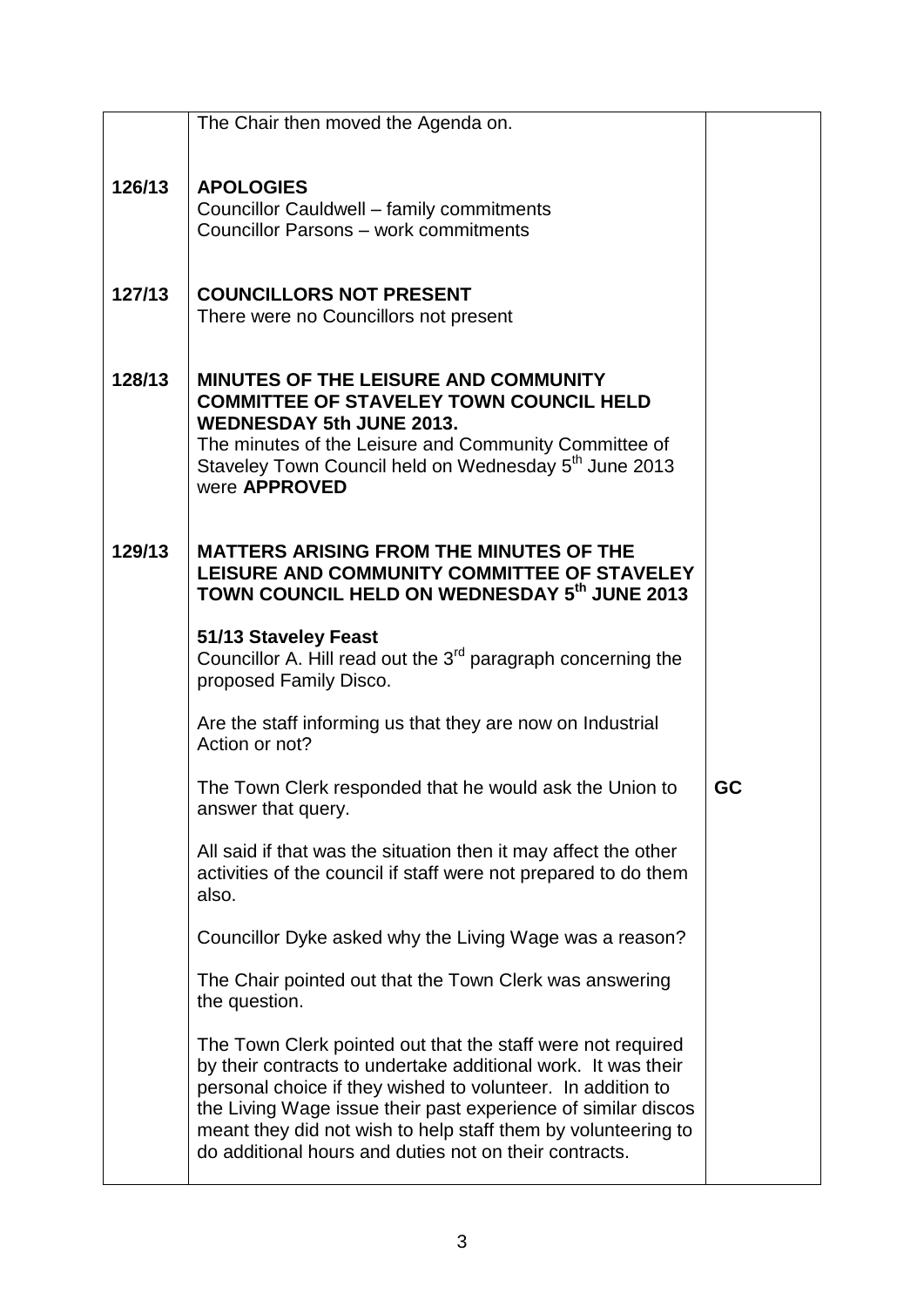| | | |
|---|---|---|
| | The Chair then moved the Agenda on. | |
| **126/13** | **APOLOGIES**<br>Councillor Cauldwell – family commitments<br>Councillor Parsons – work commitments | |
| **127/13** | **COUNCILLORS NOT PRESENT**<br>There were no Councillors not present | |
| **128/13** | **MINUTES OF THE LEISURE AND COMMUNITY COMMITTEE OF STAVELEY TOWN COUNCIL HELD WEDNESDAY 5th JUNE 2013.**<br>The minutes of the Leisure and Community Committee of Staveley Town Council held on Wednesday 5th June 2013 were **APPROVED** | |
| **129/13** | **MATTERS ARISING FROM THE MINUTES OF THE LEISURE AND COMMUNITY COMMITTEE OF STAVELEY TOWN COUNCIL HELD ON WEDNESDAY 5th JUNE 2013** | |
| | **51/13 Staveley Feast**<br>Councillor A. Hill read out the 3rd paragraph concerning the proposed Family Disco. | |
| | Are the staff informing us that they are now on Industrial Action or not? | |
| | The Town Clerk responded that he would ask the Union to answer that query. | **GC** |
| | All said if that was the situation then it may affect the other activities of the council if staff were not prepared to do them also. | |
| | Councillor Dyke asked why the Living Wage was a reason? | |
| | The Chair pointed out that the Town Clerk was answering the question. | |
| | The Town Clerk pointed out that the staff were not required by their contracts to undertake additional work. It was their personal choice if they wished to volunteer. In addition to the Living Wage issue their past experience of similar discos meant they did not wish to help staff them by volunteering to do additional hours and duties not on their contracts. | |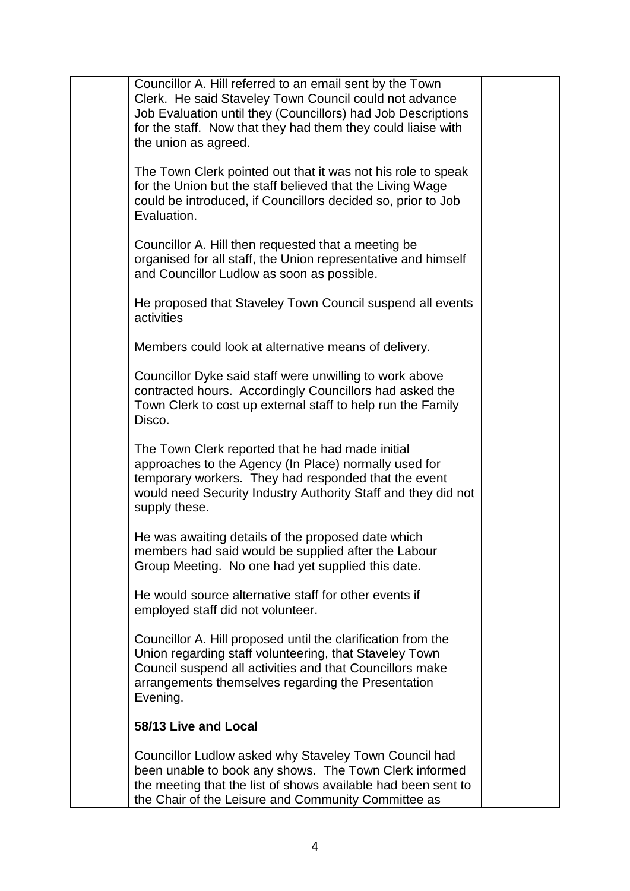Councillor A. Hill referred to an email sent by the Town Clerk. He said Staveley Town Council could not advance Job Evaluation until they (Councillors) had Job Descriptions for the staff. Now that they had them they could liaise with the union as agreed.

The Town Clerk pointed out that it was not his role to speak for the Union but the staff believed that the Living Wage could be introduced, if Councillors decided so, prior to Job Evaluation.

Councillor A. Hill then requested that a meeting be organised for all staff, the Union representative and himself and Councillor Ludlow as soon as possible.

He proposed that Staveley Town Council suspend all events activities

Members could look at alternative means of delivery.

Councillor Dyke said staff were unwilling to work above contracted hours. Accordingly Councillors had asked the Town Clerk to cost up external staff to help run the Family Disco.

The Town Clerk reported that he had made initial approaches to the Agency (In Place) normally used for temporary workers. They had responded that the event would need Security Industry Authority Staff and they did not supply these.

He was awaiting details of the proposed date which members had said would be supplied after the Labour Group Meeting. No one had yet supplied this date.

He would source alternative staff for other events if employed staff did not volunteer.

Councillor A. Hill proposed until the clarification from the Union regarding staff volunteering, that Staveley Town Council suspend all activities and that Councillors make arrangements themselves regarding the Presentation Evening.

**58/13 Live and Local**

Councillor Ludlow asked why Staveley Town Council had been unable to book any shows. The Town Clerk informed the meeting that the list of shows available had been sent to the Chair of the Leisure and Community Committee as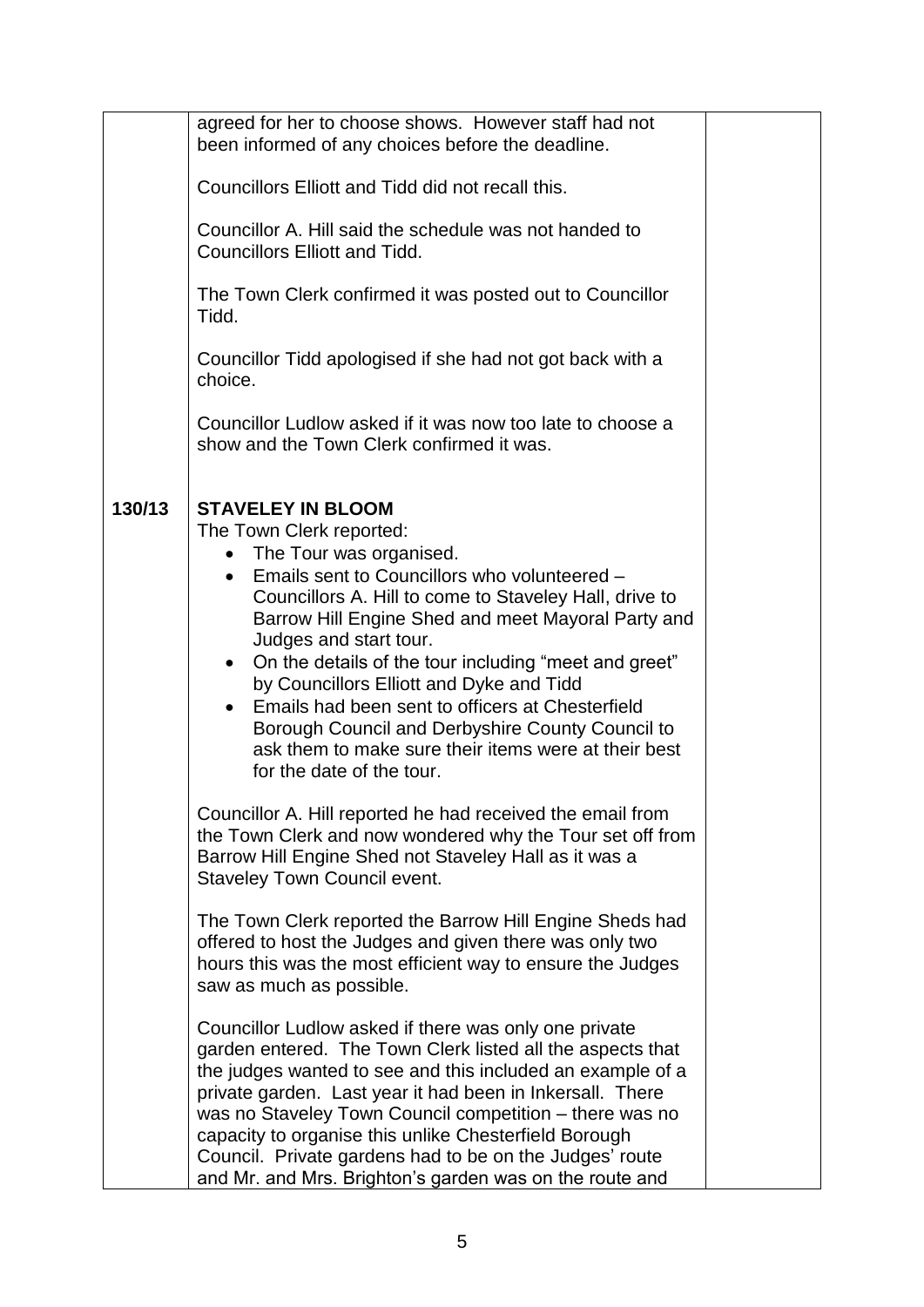| | | |
|---|---|---|
| | agreed for her to choose shows. However staff had not been informed of any choices before the deadline.<br><br>Councillors Elliott and Tidd did not recall this.<br><br>Councillor A. Hill said the schedule was not handed to Councillors Elliott and Tidd.<br><br>The Town Clerk confirmed it was posted out to Councillor Tidd.<br><br>Councillor Tidd apologised if she had not got back with a choice.<br><br>Councillor Ludlow asked if it was now too late to choose a show and the Town Clerk confirmed it was. | |
| **130/13** | **STAVELEY IN BLOOM**<br>The Town Clerk reported:<br>• The Tour was organised.<br>• Emails sent to Councillors who volunteered – Councillors A. Hill to come to Staveley Hall, drive to Barrow Hill Engine Shed and meet Mayoral Party and Judges and start tour.<br>• On the details of the tour including "meet and greet" by Councillors Elliott and Dyke and Tidd<br>• Emails had been sent to officers at Chesterfield Borough Council and Derbyshire County Council to ask them to make sure their items were at their best for the date of the tour.<br><br>Councillor A. Hill reported he had received the email from the Town Clerk and now wondered why the Tour set off from Barrow Hill Engine Shed not Staveley Hall as it was a Staveley Town Council event.<br><br>The Town Clerk reported the Barrow Hill Engine Sheds had offered to host the Judges and given there was only two hours this was the most efficient way to ensure the Judges saw as much as possible.<br><br>Councillor Ludlow asked if there was only one private garden entered. The Town Clerk listed all the aspects that the judges wanted to see and this included an example of a private garden. Last year it had been in Inkersall. There was no Staveley Town Council competition – there was no capacity to organise this unlike Chesterfield Borough Council. Private gardens had to be on the Judges' route and Mr. and Mrs. Brighton's garden was on the route and | |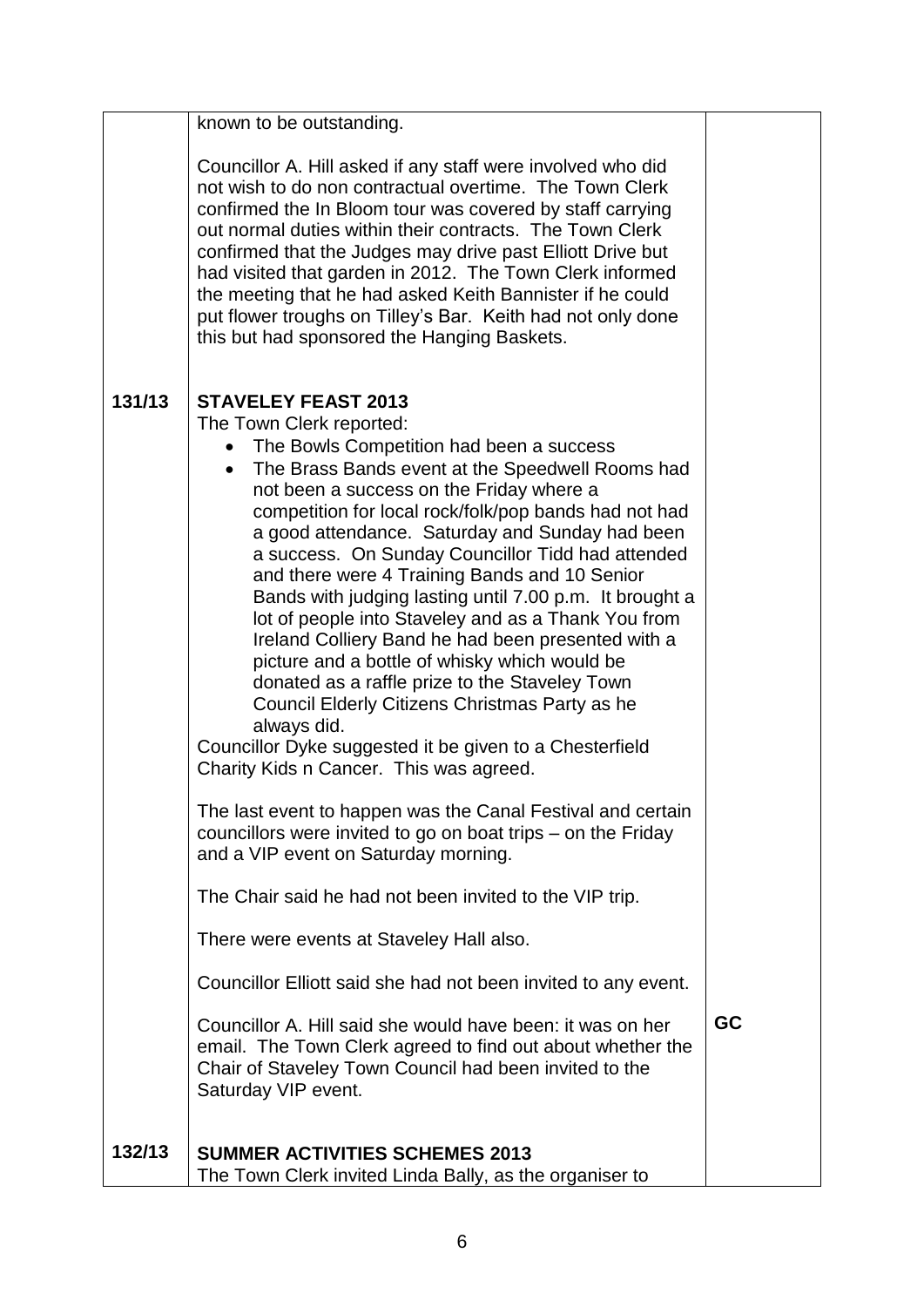| | | |
|---|---|---|
| | known to be outstanding.<br><br>Councillor A. Hill asked if any staff were involved who did not wish to do non contractual overtime. The Town Clerk confirmed the In Bloom tour was covered by staff carrying out normal duties within their contracts. The Town Clerk confirmed that the Judges may drive past Elliott Drive but had visited that garden in 2012. The Town Clerk informed the meeting that he had asked Keith Bannister if he could put flower troughs on Tilley's Bar. Keith had not only done this but had sponsored the Hanging Baskets. | |
| **131/13** | **STAVELEY FEAST 2013**<br>The Town Clerk reported:<br>• The Bowls Competition had been a success<br>• The Brass Bands event at the Speedwell Rooms had not been a success on the Friday where a competition for local rock/folk/pop bands had not had a good attendance. Saturday and Sunday had been a success. On Sunday Councillor Tidd had attended and there were 4 Training Bands and 10 Senior Bands with judging lasting until 7.00 p.m. It brought a lot of people into Staveley and as a Thank You from Ireland Colliery Band he had been presented with a picture and a bottle of whisky which would be donated as a raffle prize to the Staveley Town Council Elderly Citizens Christmas Party as he always did.<br>Councillor Dyke suggested it be given to a Chesterfield Charity Kids n Cancer. This was agreed.<br><br>The last event to happen was the Canal Festival and certain councillors were invited to go on boat trips – on the Friday and a VIP event on Saturday morning.<br><br>The Chair said he had not been invited to the VIP trip.<br><br>There were events at Staveley Hall also.<br><br>Councillor Elliott said she had not been invited to any event.<br><br>Councillor A. Hill said she would have been: it was on her email. The Town Clerk agreed to find out about whether the Chair of Staveley Town Council had been invited to the Saturday VIP event. | **GC** |
| **132/13** | **SUMMER ACTIVITIES SCHEMES 2013**<br>The Town Clerk invited Linda Bally, as the organiser to | |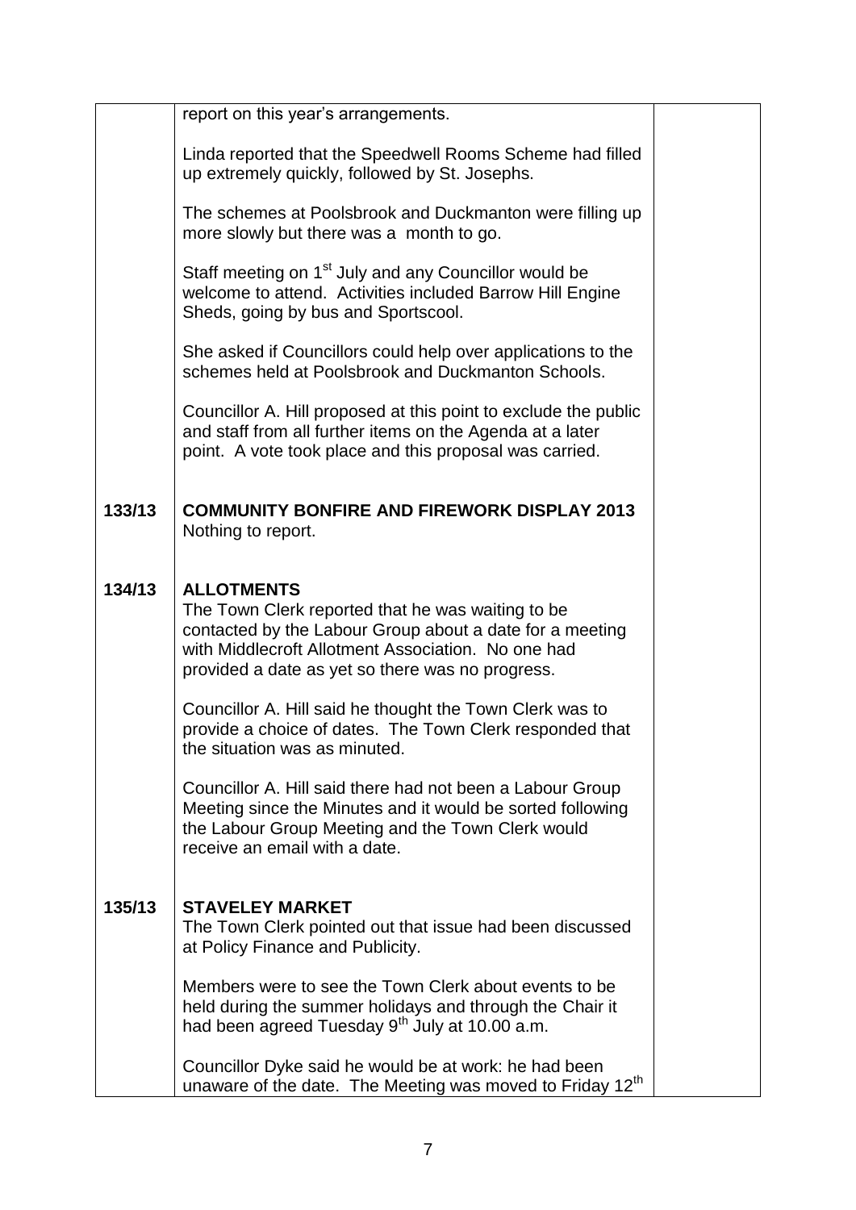| | | |
|---|---|---|
| | report on this year's arrangements.<br><br>Linda reported that the Speedwell Rooms Scheme had filled up extremely quickly, followed by St. Josephs.<br><br>The schemes at Poolsbrook and Duckmanton were filling up more slowly but there was a month to go.<br><br>Staff meeting on 1st July and any Councillor would be welcome to attend. Activities included Barrow Hill Engine Sheds, going by bus and Sportscool.<br><br>She asked if Councillors could help over applications to the schemes held at Poolsbrook and Duckmanton Schools.<br><br>Councillor A. Hill proposed at this point to exclude the public and staff from all further items on the Agenda at a later point. A vote took place and this proposal was carried. | |
| **133/13** | **COMMUNITY BONFIRE AND FIREWORK DISPLAY 2013**<br>Nothing to report. | |
| **134/13** | **ALLOTMENTS**<br>The Town Clerk reported that he was waiting to be contacted by the Labour Group about a date for a meeting with Middlecroft Allotment Association. No one had provided a date as yet so there was no progress.<br><br>Councillor A. Hill said he thought the Town Clerk was to provide a choice of dates. The Town Clerk responded that the situation was as minuted.<br><br>Councillor A. Hill said there had not been a Labour Group Meeting since the Minutes and it would be sorted following the Labour Group Meeting and the Town Clerk would receive an email with a date. | |
| **135/13** | **STAVELEY MARKET**<br>The Town Clerk pointed out that issue had been discussed at Policy Finance and Publicity.<br><br>Members were to see the Town Clerk about events to be held during the summer holidays and through the Chair it had been agreed Tuesday 9th July at 10.00 a.m.<br><br>Councillor Dyke said he would be at work: he had been unaware of the date. The Meeting was moved to Friday 12th | |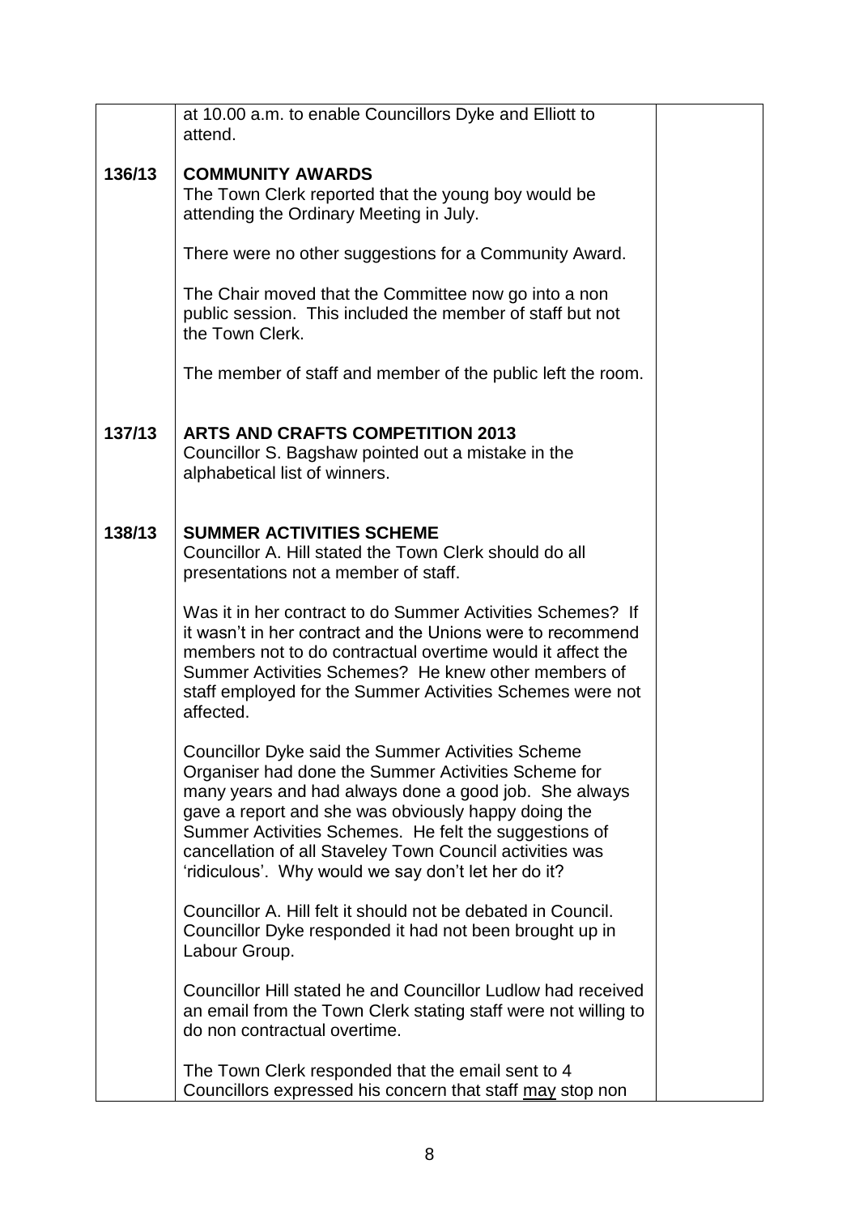| | | |
|---|---|---|
| | at 10.00 a.m. to enable Councillors Dyke and Elliott to attend. | |
| **136/13** | **COMMUNITY AWARDS**<br>The Town Clerk reported that the young boy would be attending the Ordinary Meeting in July.<br><br>There were no other suggestions for a Community Award.<br><br>The Chair moved that the Committee now go into a non public session. This included the member of staff but not the Town Clerk.<br><br>The member of staff and member of the public left the room. | |
| **137/13** | **ARTS AND CRAFTS COMPETITION 2013**<br>Councillor S. Bagshaw pointed out a mistake in the alphabetical list of winners. | |
| **138/13** | **SUMMER ACTIVITIES SCHEME**<br>Councillor A. Hill stated the Town Clerk should do all presentations not a member of staff.<br><br>Was it in her contract to do Summer Activities Schemes? If it wasn't in her contract and the Unions were to recommend members not to do contractual overtime would it affect the Summer Activities Schemes? He knew other members of staff employed for the Summer Activities Schemes were not affected.<br><br>Councillor Dyke said the Summer Activities Scheme Organiser had done the Summer Activities Scheme for many years and had always done a good job. She always gave a report and she was obviously happy doing the Summer Activities Schemes. He felt the suggestions of cancellation of all Staveley Town Council activities was 'ridiculous'. Why would we say don't let her do it?<br><br>Councillor A. Hill felt it should not be debated in Council. Councillor Dyke responded it had not been brought up in Labour Group.<br><br>Councillor Hill stated he and Councillor Ludlow had received an email from the Town Clerk stating staff were not willing to do non contractual overtime.<br><br>The Town Clerk responded that the email sent to 4 Councillors expressed his concern that staff <u>may</u> stop non | |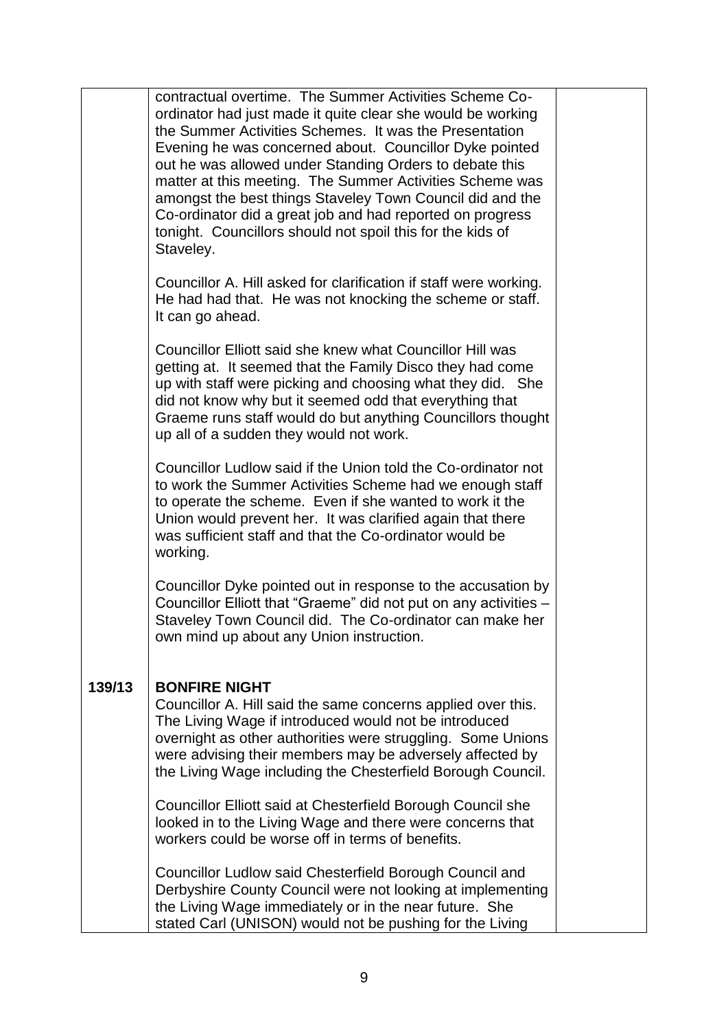| | | |
|---|---|---|
| | contractual overtime. The Summer Activities Scheme Co-ordinator had just made it quite clear she would be working the Summer Activities Schemes. It was the Presentation Evening he was concerned about. Councillor Dyke pointed out he was allowed under Standing Orders to debate this matter at this meeting. The Summer Activities Scheme was amongst the best things Staveley Town Council did and the Co-ordinator did a great job and had reported on progress tonight. Councillors should not spoil this for the kids of Staveley.<br><br>Councillor A. Hill asked for clarification if staff were working. He had had that. He was not knocking the scheme or staff. It can go ahead.<br><br>Councillor Elliott said she knew what Councillor Hill was getting at. It seemed that the Family Disco they had come up with staff were picking and choosing what they did. She did not know why but it seemed odd that everything that Graeme runs staff would do but anything Councillors thought up all of a sudden they would not work.<br><br>Councillor Ludlow said if the Union told the Co-ordinator not to work the Summer Activities Scheme had we enough staff to operate the scheme. Even if she wanted to work it the Union would prevent her. It was clarified again that there was sufficient staff and that the Co-ordinator would be working.<br><br>Councillor Dyke pointed out in response to the accusation by Councillor Elliott that "Graeme" did not put on any activities – Staveley Town Council did. The Co-ordinator can make her own mind up about any Union instruction. | |
| **139/13** | **BONFIRE NIGHT**<br>Councillor A. Hill said the same concerns applied over this. The Living Wage if introduced would not be introduced overnight as other authorities were struggling. Some Unions were advising their members may be adversely affected by the Living Wage including the Chesterfield Borough Council.<br><br>Councillor Elliott said at Chesterfield Borough Council she looked in to the Living Wage and there were concerns that workers could be worse off in terms of benefits.<br><br>Councillor Ludlow said Chesterfield Borough Council and Derbyshire County Council were not looking at implementing the Living Wage immediately or in the near future. She stated Carl (UNISON) would not be pushing for the Living | |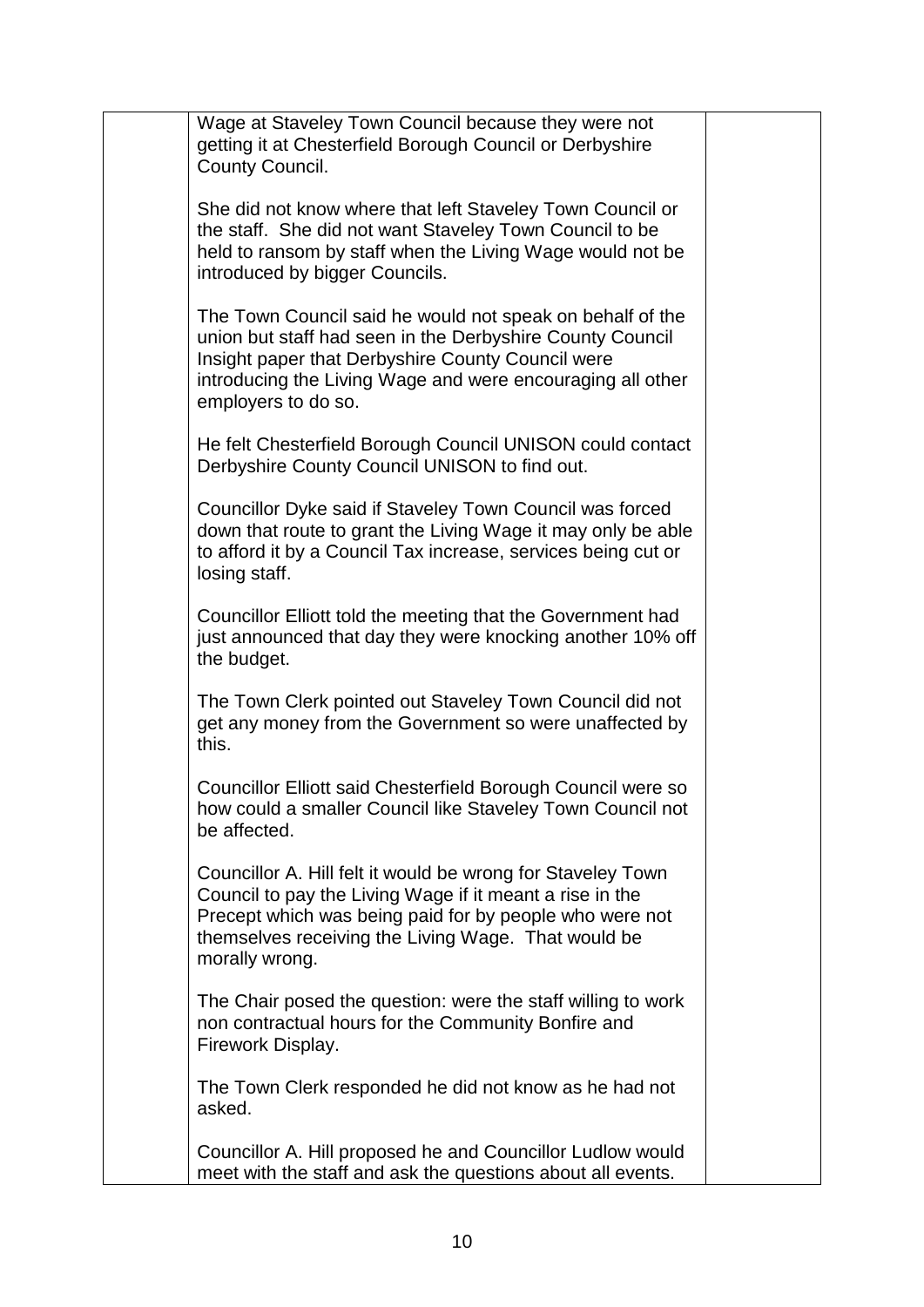Wage at Staveley Town Council because they were not getting it at Chesterfield Borough Council or Derbyshire County Council.

She did not know where that left Staveley Town Council or the staff. She did not want Staveley Town Council to be held to ransom by staff when the Living Wage would not be introduced by bigger Councils.

The Town Council said he would not speak on behalf of the union but staff had seen in the Derbyshire County Council Insight paper that Derbyshire County Council were introducing the Living Wage and were encouraging all other employers to do so.

He felt Chesterfield Borough Council UNISON could contact Derbyshire County Council UNISON to find out.

Councillor Dyke said if Staveley Town Council was forced down that route to grant the Living Wage it may only be able to afford it by a Council Tax increase, services being cut or losing staff.

Councillor Elliott told the meeting that the Government had just announced that day they were knocking another 10% off the budget.

The Town Clerk pointed out Staveley Town Council did not get any money from the Government so were unaffected by this.

Councillor Elliott said Chesterfield Borough Council were so how could a smaller Council like Staveley Town Council not be affected.

Councillor A. Hill felt it would be wrong for Staveley Town Council to pay the Living Wage if it meant a rise in the Precept which was being paid for by people who were not themselves receiving the Living Wage. That would be morally wrong.

The Chair posed the question: were the staff willing to work non contractual hours for the Community Bonfire and Firework Display.

The Town Clerk responded he did not know as he had not asked.

Councillor A. Hill proposed he and Councillor Ludlow would meet with the staff and ask the questions about all events.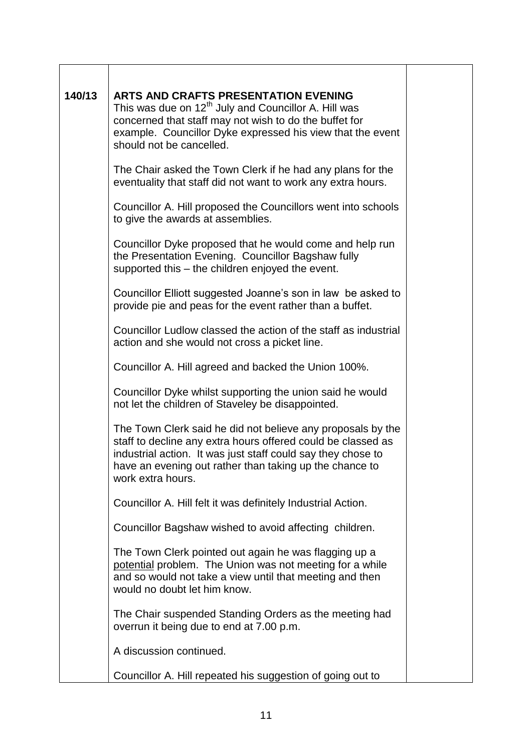| | | |
|---|---|---|
| 140/13 | **ARTS AND CRAFTS PRESENTATION EVENING**<br>This was due on 12th July and Councillor A. Hill was concerned that staff may not wish to do the buffet for example. Councillor Dyke expressed his view that the event should not be cancelled.<br><br>The Chair asked the Town Clerk if he had any plans for the eventuality that staff did not want to work any extra hours.<br><br>Councillor A. Hill proposed the Councillors went into schools to give the awards at assemblies.<br><br>Councillor Dyke proposed that he would come and help run the Presentation Evening. Councillor Bagshaw fully supported this – the children enjoyed the event.<br><br>Councillor Elliott suggested Joanne's son in law be asked to provide pie and peas for the event rather than a buffet.<br><br>Councillor Ludlow classed the action of the staff as industrial action and she would not cross a picket line.<br><br>Councillor A. Hill agreed and backed the Union 100%.<br><br>Councillor Dyke whilst supporting the union said he would not let the children of Staveley be disappointed.<br><br>The Town Clerk said he did not believe any proposals by the staff to decline any extra hours offered could be classed as industrial action. It was just staff could say they chose to have an evening out rather than taking up the chance to work extra hours.<br><br>Councillor A. Hill felt it was definitely Industrial Action.<br><br>Councillor Bagshaw wished to avoid affecting children.<br><br>The Town Clerk pointed out again he was flagging up a <u>potential</u> problem. The Union was not meeting for a while and so would not take a view until that meeting and then would no doubt let him know.<br><br>The Chair suspended Standing Orders as the meeting had overrun it being due to end at 7.00 p.m.<br><br>A discussion continued.<br><br>Councillor A. Hill repeated his suggestion of going out to | |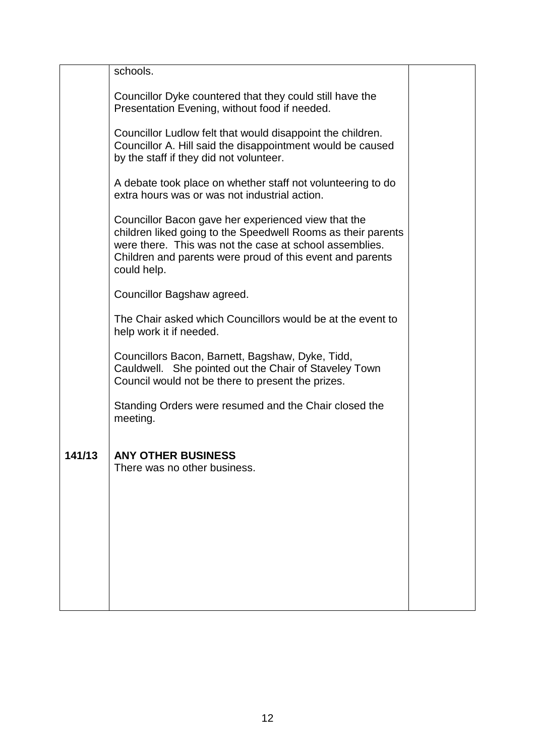| | | |
|---|---|---|
| | schools.<br><br>Councillor Dyke countered that they could still have the Presentation Evening, without food if needed.<br><br>Councillor Ludlow felt that would disappoint the children. Councillor A. Hill said the disappointment would be caused by the staff if they did not volunteer.<br><br>A debate took place on whether staff not volunteering to do extra hours was or was not industrial action.<br><br>Councillor Bacon gave her experienced view that the children liked going to the Speedwell Rooms as their parents were there. This was not the case at school assemblies. Children and parents were proud of this event and parents could help.<br><br>Councillor Bagshaw agreed.<br><br>The Chair asked which Councillors would be at the event to help work it if needed.<br><br>Councillors Bacon, Barnett, Bagshaw, Dyke, Tidd, Cauldwell. She pointed out the Chair of Staveley Town Council would not be there to present the prizes.<br><br>Standing Orders were resumed and the Chair closed the meeting. | |
| **141/13** | **ANY OTHER BUSINESS**<br>There was no other business. | |